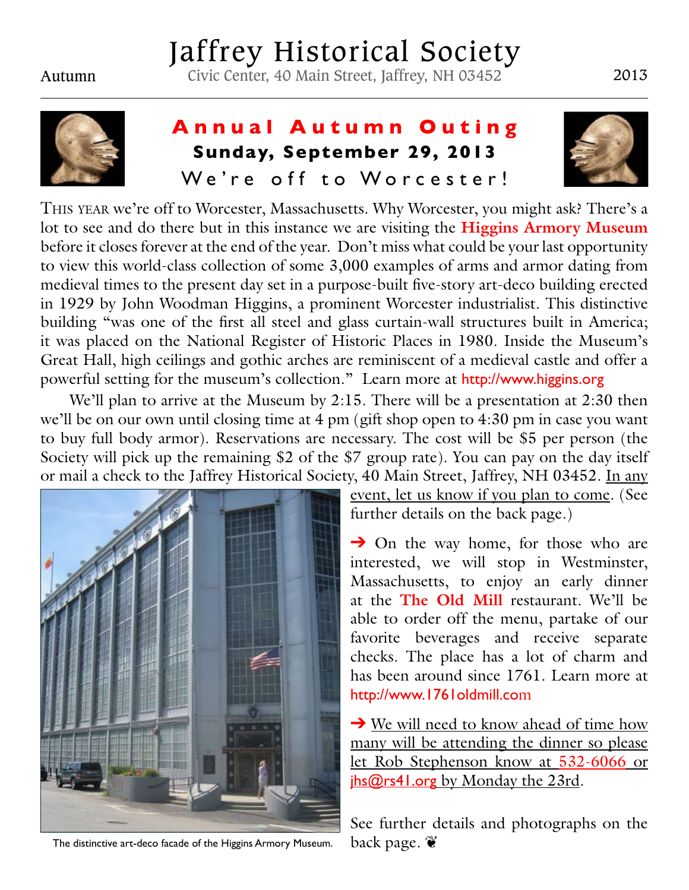# Jaffrey Historical Society

Autumn — Civic Center, 40 Main Street, Jaffrey, NH 03452 — 2013

## Annual Autumn Outing

**Sunday, September 29, 2013**

We're off to Worcester!

THIS YEAR we're off to Worcester, Massachusetts. Why Worcester, you might ask? There's a lot to see and do there but in this instance we are visiting the **Higgins Armory Museum** before it closes forever at the end of the year. Don't miss what could be your last opportunity to view this world-class collection of some 3,000 examples of arms and armor dating from medieval times to the present day set in a purpose-built five-story art-deco building erected in 1929 by John Woodman Higgins, a prominent Worcester industrialist. This distinctive building "was one of the first all steel and glass curtain-wall structures built in America; it was placed on the National Register of Historic Places in 1980. Inside the Museum's Great Hall, high ceilings and gothic arches are reminiscent of a medieval castle and offer a powerful setting for the museum's collection." Learn more at http://www.higgins.org

We'll plan to arrive at the Museum by 2:15. There will be a presentation at 2:30 then we'll be on our own until closing time at 4 pm (gift shop open to 4:30 pm in case you want to buy full body armor). Reservations are necessary. The cost will be $5 per person (the Society will pick up the remaining $2 of the $7 group rate). You can pay on the day itself or mail a check to the Jaffrey Historical Society, 40 Main Street, Jaffrey, NH 03452. In any event, let us know if you plan to come. (See further details on the back page.)

The distinctive art-deco facade of the Higgins Armory Museum.

➔ On the way home, for those who are interested, we will stop in Westminster, Massachusetts, to enjoy an early dinner at the **The Old Mill** restaurant. We'll be able to order off the menu, partake of our favorite beverages and receive separate checks. The place has a lot of charm and has been around since 1761. Learn more at http://www.1761oldmill.com

➔ We will need to know ahead of time how many will be attending the dinner so please let Rob Stephenson know at 532-6066 or jhs@rs41.org by Monday the 23rd.

See further details and photographs on the back page. ❦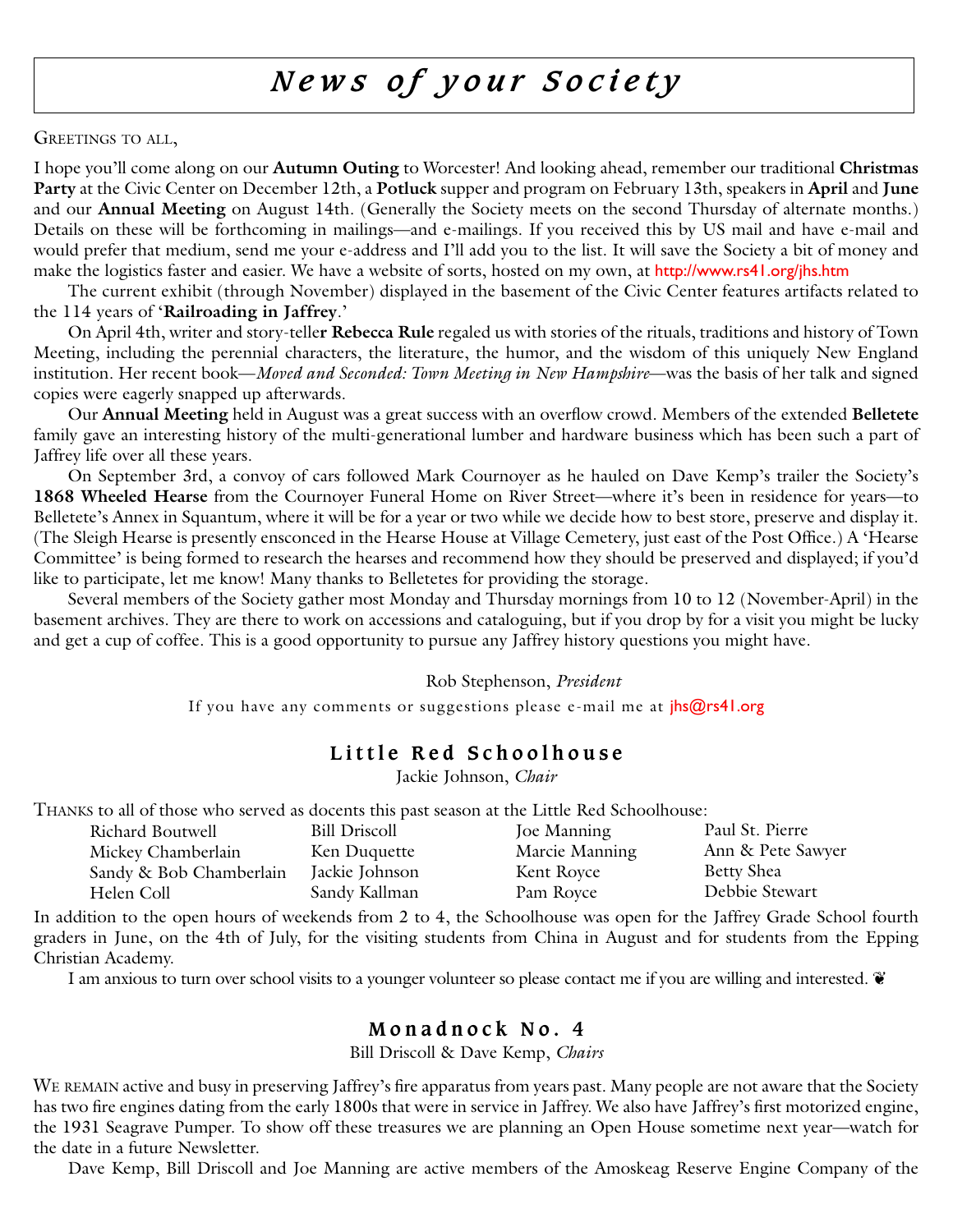# *News of your Society*

Greetings to all,

I hope you'll come along on our **Autumn Outing** to Worcester! And looking ahead, remember our traditional **Christmas Party** at the Civic Center on December 12th, a **Potluck** supper and program on February 13th, speakers in **April** and **June** and our **Annual Meeting** on August 14th. (Generally the Society meets on the second Thursday of alternate months.) Details on these will be forthcoming in mailings—and e-mailings. If you received this by US mail and have e-mail and would prefer that medium, send me your e-address and I'll add you to the list. It will save the Society a bit of money and make the logistics faster and easier. We have a website of sorts, hosted on my own, at http://www.rs41.org/jhs.htm

The current exhibit (through November) displayed in the basement of the Civic Center features artifacts related to the 114 years of '**Railroading in Jaffrey**.'

On April 4th, writer and story-teller **Rebecca Rule** regaled us with stories of the rituals, traditions and history of Town Meeting, including the perennial characters, the literature, the humor, and the wisdom of this uniquely New England institution. Her recent book—*Moved and Seconded: Town Meeting in New Hampshire*—was the basis of her talk and signed copies were eagerly snapped up afterwards.

Our **Annual Meeting** held in August was a great success with an overflow crowd. Members of the extended **Belletete** family gave an interesting history of the multi-generational lumber and hardware business which has been such a part of Jaffrey life over all these years.

On September 3rd, a convoy of cars followed Mark Cournoyer as he hauled on Dave Kemp's trailer the Society's **1868 Wheeled Hearse** from the Cournoyer Funeral Home on River Street—where it's been in residence for years—to Belletete's Annex in Squantum, where it will be for a year or two while we decide how to best store, preserve and display it. (The Sleigh Hearse is presently ensconced in the Hearse House at Village Cemetery, just east of the Post Office.) A 'Hearse Committee' is being formed to research the hearses and recommend how they should be preserved and displayed; if you'd like to participate, let me know! Many thanks to Belletetes for providing the storage.

Several members of the Society gather most Monday and Thursday mornings from 10 to 12 (November-April) in the basement archives. They are there to work on accessions and cataloguing, but if you drop by for a visit you might be lucky and get a cup of coffee. This is a good opportunity to pursue any Jaffrey history questions you might have.

Rob Stephenson, *President*

If you have any comments or suggestions please e-mail me at jhs@rs41.org

## Little Red Schoolhouse

Jackie Johnson, *Chair*

Thanks to all of those who served as docents this past season at the Little Red Schoolhouse:

| | | | |
|---|---|---|---|
| Richard Boutwell | Bill Driscoll | Joe Manning | Paul St. Pierre |
| Mickey Chamberlain | Ken Duquette | Marcie Manning | Ann & Pete Sawyer |
| Sandy & Bob Chamberlain | Jackie Johnson | Kent Royce | Betty Shea |
| Helen Coll | Sandy Kallman | Pam Royce | Debbie Stewart |

In addition to the open hours of weekends from 2 to 4, the Schoolhouse was open for the Jaffrey Grade School fourth graders in June, on the 4th of July, for the visiting students from China in August and for students from the Epping Christian Academy.

I am anxious to turn over school visits to a younger volunteer so please contact me if you are willing and interested. ❦

## Monadnock No. 4

Bill Driscoll & Dave Kemp, *Chairs*

We remain active and busy in preserving Jaffrey's fire apparatus from years past. Many people are not aware that the Society has two fire engines dating from the early 1800s that were in service in Jaffrey. We also have Jaffrey's first motorized engine, the 1931 Seagrave Pumper. To show off these treasures we are planning an Open House sometime next year—watch for the date in a future Newsletter.

Dave Kemp, Bill Driscoll and Joe Manning are active members of the Amoskeag Reserve Engine Company of the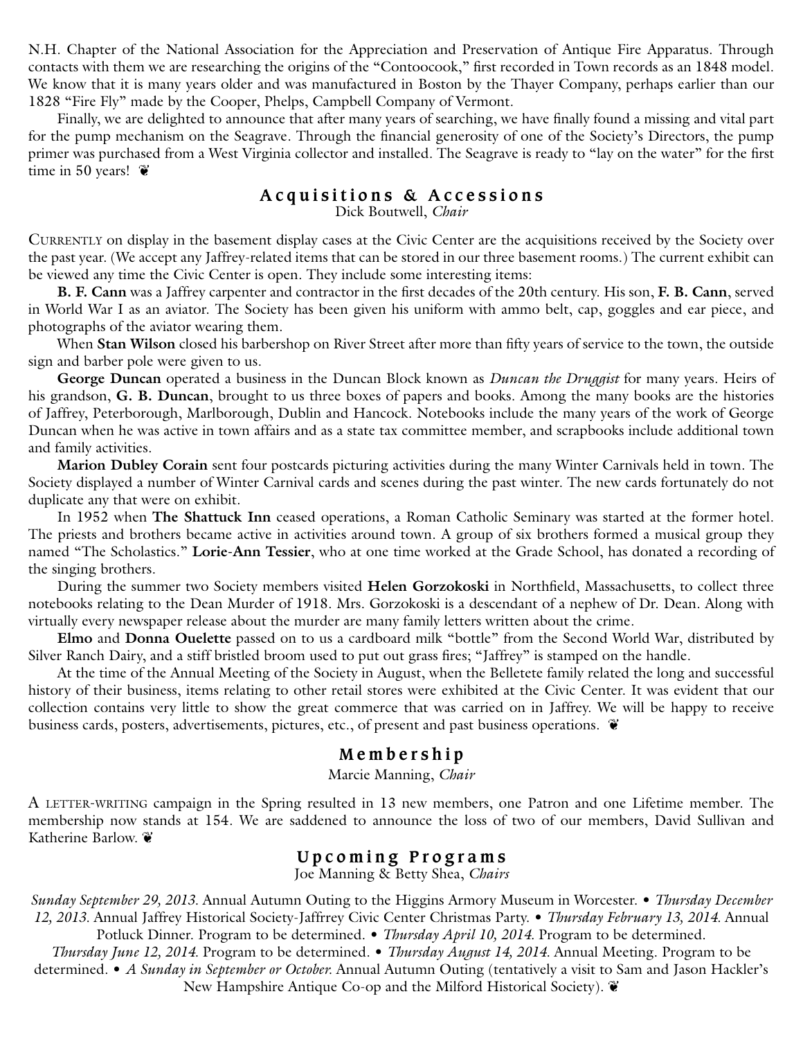N.H. Chapter of the National Association for the Appreciation and Preservation of Antique Fire Apparatus. Through contacts with them we are researching the origins of the "Contoocook," first recorded in Town records as an 1848 model. We know that it is many years older and was manufactured in Boston by the Thayer Company, perhaps earlier than our 1828 "Fire Fly" made by the Cooper, Phelps, Campbell Company of Vermont.

Finally, we are delighted to announce that after many years of searching, we have finally found a missing and vital part for the pump mechanism on the Seagrave. Through the financial generosity of one of the Society's Directors, the pump primer was purchased from a West Virginia collector and installed. The Seagrave is ready to "lay on the water" for the first time in 50 years! ❦

## Acquisitions & Accessions

Dick Boutwell, *Chair*

CURRENTLY on display in the basement display cases at the Civic Center are the acquisitions received by the Society over the past year. (We accept any Jaffrey-related items that can be stored in our three basement rooms.) The current exhibit can be viewed any time the Civic Center is open. They include some interesting items:

**B. F. Cann** was a Jaffrey carpenter and contractor in the first decades of the 20th century. His son, **F. B. Cann**, served in World War I as an aviator. The Society has been given his uniform with ammo belt, cap, goggles and ear piece, and photographs of the aviator wearing them.

When **Stan Wilson** closed his barbershop on River Street after more than fifty years of service to the town, the outside sign and barber pole were given to us.

**George Duncan** operated a business in the Duncan Block known as *Duncan the Druggist* for many years. Heirs of his grandson, **G. B. Duncan**, brought to us three boxes of papers and books. Among the many books are the histories of Jaffrey, Peterborough, Marlborough, Dublin and Hancock. Notebooks include the many years of the work of George Duncan when he was active in town affairs and as a state tax committee member, and scrapbooks include additional town and family activities.

**Marion Dubley Corain** sent four postcards picturing activities during the many Winter Carnivals held in town. The Society displayed a number of Winter Carnival cards and scenes during the past winter. The new cards fortunately do not duplicate any that were on exhibit.

In 1952 when **The Shattuck Inn** ceased operations, a Roman Catholic Seminary was started at the former hotel. The priests and brothers became active in activities around town. A group of six brothers formed a musical group they named "The Scholastics." **Lorie-Ann Tessier**, who at one time worked at the Grade School, has donated a recording of the singing brothers.

During the summer two Society members visited **Helen Gorzokoski** in Northfield, Massachusetts, to collect three notebooks relating to the Dean Murder of 1918. Mrs. Gorzokoski is a descendant of a nephew of Dr. Dean. Along with virtually every newspaper release about the murder are many family letters written about the crime.

**Elmo** and **Donna Ouelette** passed on to us a cardboard milk "bottle" from the Second World War, distributed by Silver Ranch Dairy, and a stiff bristled broom used to put out grass fires; "Jaffrey" is stamped on the handle.

At the time of the Annual Meeting of the Society in August, when the Belletete family related the long and successful history of their business, items relating to other retail stores were exhibited at the Civic Center. It was evident that our collection contains very little to show the great commerce that was carried on in Jaffrey. We will be happy to receive business cards, posters, advertisements, pictures, etc., of present and past business operations. ❦

## Membership

Marcie Manning, *Chair*

A LETTER-WRITING campaign in the Spring resulted in 13 new members, one Patron and one Lifetime member. The membership now stands at 154. We are saddened to announce the loss of two of our members, David Sullivan and Katherine Barlow. ❦

## Upcoming Programs

Joe Manning & Betty Shea, *Chairs*

*Sunday September 29, 2013.* Annual Autumn Outing to the Higgins Armory Museum in Worcester. • *Thursday December 12, 2013.* Annual Jaffrey Historical Society-Jaffrrey Civic Center Christmas Party. • *Thursday February 13, 2014.* Annual Potluck Dinner. Program to be determined. • *Thursday April 10, 2014.* Program to be determined. *Thursday June 12, 2014.* Program to be determined. • *Thursday August 14, 2014.* Annual Meeting. Program to be determined. • *A Sunday in September or October.* Annual Autumn Outing (tentatively a visit to Sam and Jason Hackler's New Hampshire Antique Co-op and the Milford Historical Society). ❦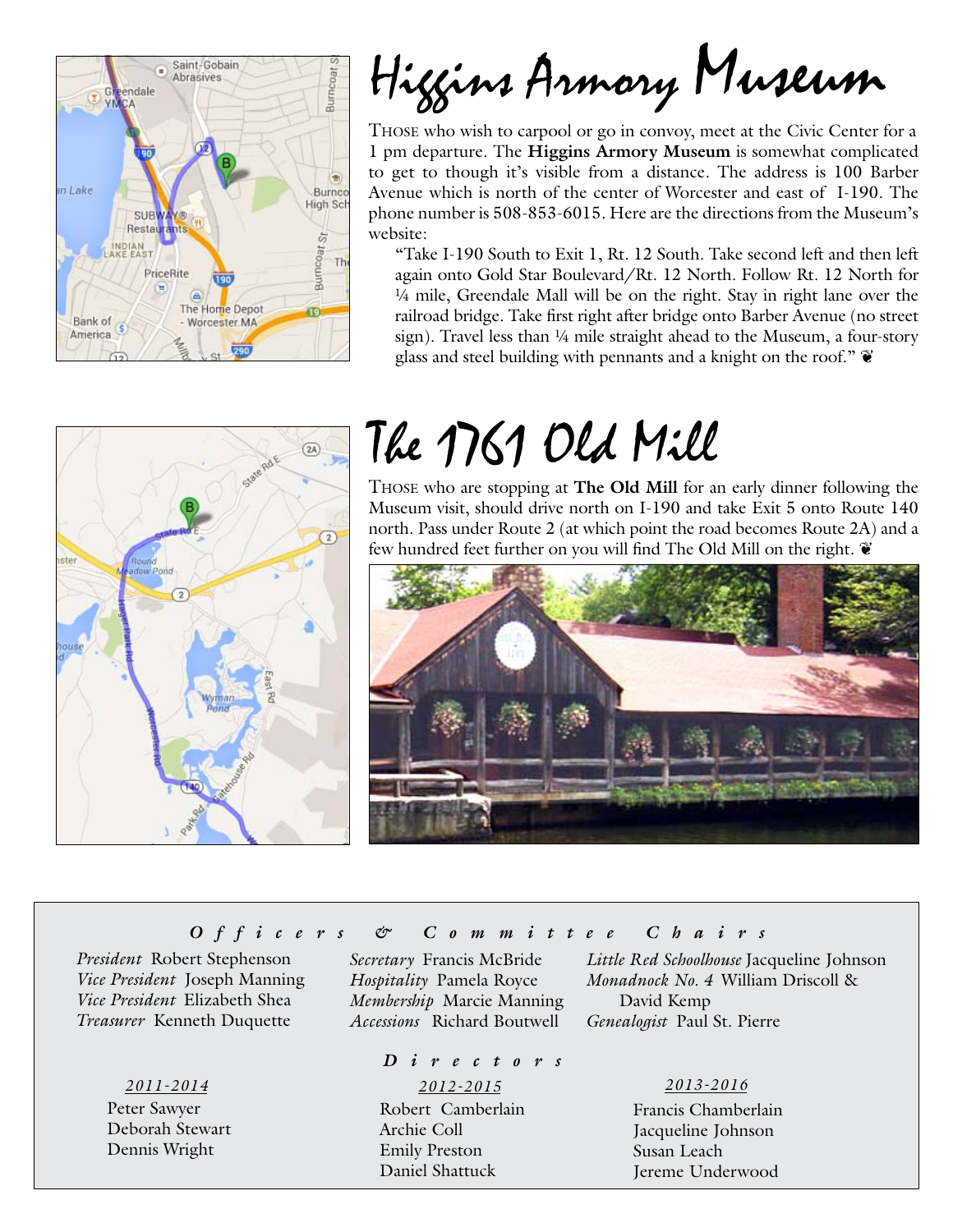# Higgins Armory Museum

THOSE who wish to carpool or go in convoy, meet at the Civic Center for a 1 pm departure. The **Higgins Armory Museum** is somewhat complicated to get to though it's visible from a distance. The address is 100 Barber Avenue which is north of the center of Worcester and east of I-190. The phone number is 508-853-6015. Here are the directions from the Museum's website:

> "Take I-190 South to Exit 1, Rt. 12 South. Take second left and then left again onto Gold Star Boulevard/Rt. 12 North. Follow Rt. 12 North for ¼ mile, Greendale Mall will be on the right. Stay in right lane over the railroad bridge. Take first right after bridge onto Barber Avenue (no street sign). Travel less than ¼ mile straight ahead to the Museum, a four-story glass and steel building with pennants and a knight on the roof." ❦

# The 1761 Old Mill

THOSE who are stopping at **The Old Mill** for an early dinner following the Museum visit, should drive north on I-190 and take Exit 5 onto Route 140 north. Pass under Route 2 (at which point the road becomes Route 2A) and a few hundred feet further on you will find The Old Mill on the right. ❦

---

## *Officers & Committee Chairs*

*President* Robert Stephenson
*Vice President* Joseph Manning
*Vice President* Elizabeth Shea
*Treasurer* Kenneth Duquette

*Secretary* Francis McBride
*Hospitality* Pamela Royce
*Membership* Marcie Manning
*Accessions* Richard Boutwell

*Little Red Schoolhouse* Jacqueline Johnson
*Monadnock No. 4* William Driscoll & David Kemp
*Genealogist* Paul St. Pierre

## *Directors*

*2011-2014*
Peter Sawyer
Deborah Stewart
Dennis Wright

*2012-2015*
Robert Camberlain
Archie Coll
Emily Preston
Daniel Shattuck

*2013-2016*
Francis Chamberlain
Jacqueline Johnson
Susan Leach
Jereme Underwood